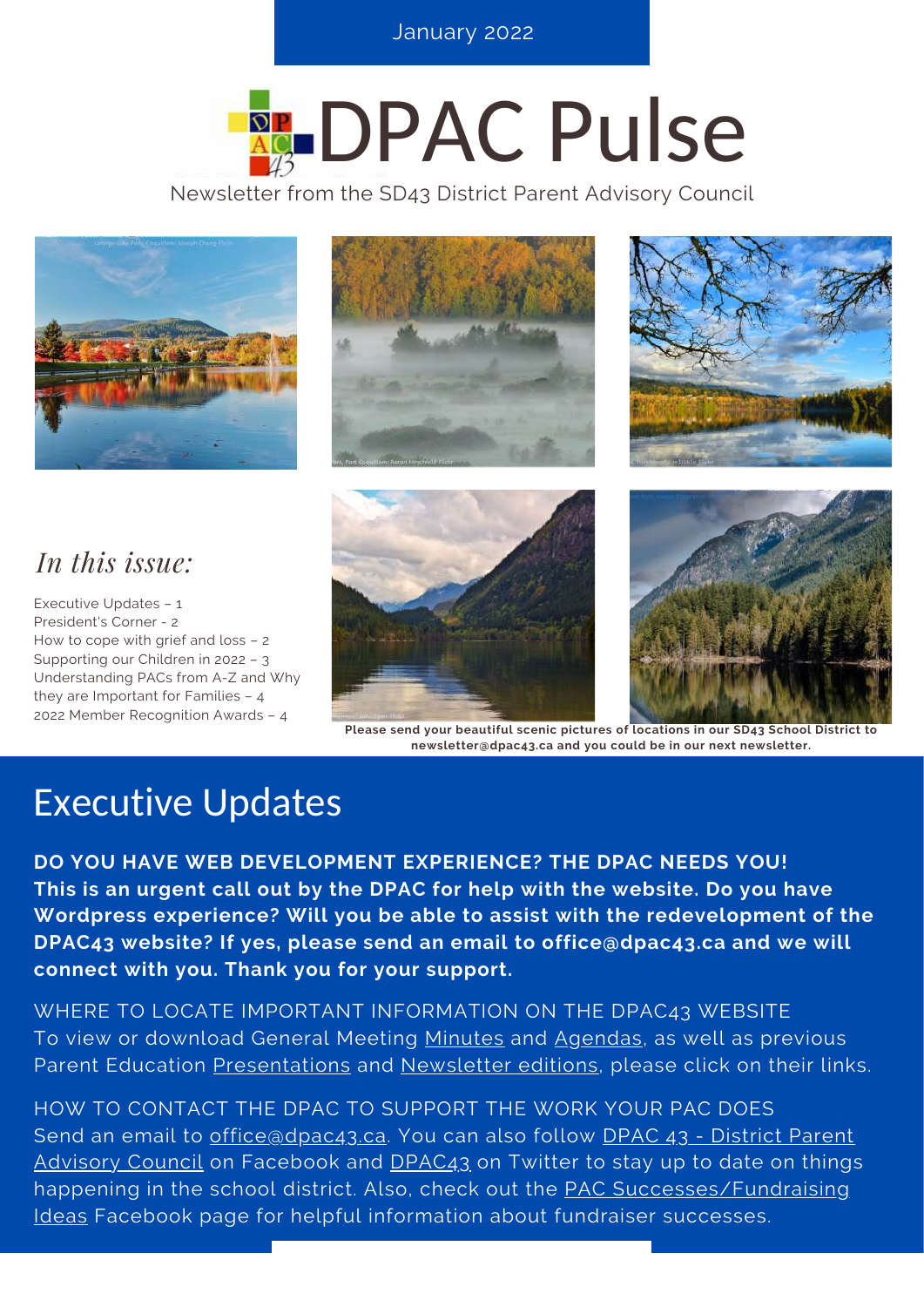January 2022

# DPAC Pulse

Newsletter from the SD43 District Parent Advisory Council

## *In this issue:*

Executive Updates – 1
President's Corner - 2
How to cope with grief and loss – 2
Supporting our Children in 2022 – 3
Understanding PACs from A-Z and Why they are Important for Families – 4
2022 Member Recognition Awards – 4

**Please send your beautiful scenic pictures of locations in our SD43 School District to newsletter@dpac43.ca and you could be in our next newsletter.**

# Executive Updates

**DO YOU HAVE WEB DEVELOPMENT EXPERIENCE? THE DPAC NEEDS YOU! This is an urgent call out by the DPAC for help with the website. Do you have Wordpress experience? Will you be able to assist with the redevelopment of the DPAC43 website? If yes, please send an email to office@dpac43.ca and we will connect with you. Thank you for your support.**

WHERE TO LOCATE IMPORTANT INFORMATION ON THE DPAC43 WEBSITE
To view or download General Meeting Minutes and Agendas, as well as previous Parent Education Presentations and Newsletter editions, please click on their links.

HOW TO CONTACT THE DPAC TO SUPPORT THE WORK YOUR PAC DOES
Send an email to office@dpac43.ca. You can also follow DPAC 43 - District Parent Advisory Council on Facebook and DPAC43 on Twitter to stay up to date on things happening in the school district. Also, check out the PAC Successes/Fundraising Ideas Facebook page for helpful information about fundraiser successes.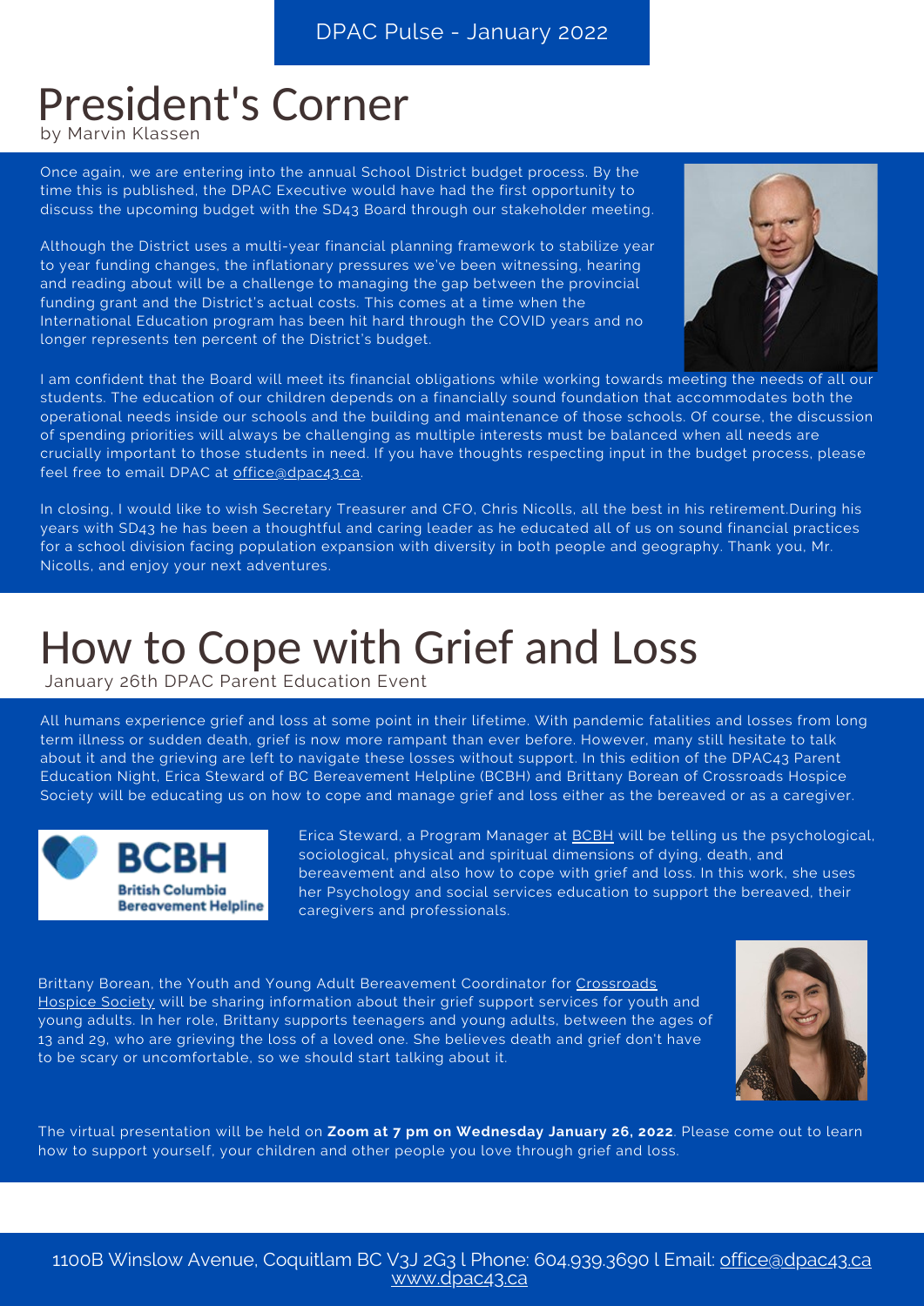DPAC Pulse - January 2022

# President's Corner

by Marvin Klassen

Once again, we are entering into the annual School District budget process. By the time this is published, the DPAC Executive would have had the first opportunity to discuss the upcoming budget with the SD43 Board through our stakeholder meeting.

Although the District uses a multi-year financial planning framework to stabilize year to year funding changes, the inflationary pressures we've been witnessing, hearing and reading about will be a challenge to managing the gap between the provincial funding grant and the District's actual costs. This comes at a time when the International Education program has been hit hard through the COVID years and no longer represents ten percent of the District's budget.

I am confident that the Board will meet its financial obligations while working towards meeting the needs of all our students. The education of our children depends on a financially sound foundation that accommodates both the operational needs inside our schools and the building and maintenance of those schools. Of course, the discussion of spending priorities will always be challenging as multiple interests must be balanced when all needs are crucially important to those students in need. If you have thoughts respecting input in the budget process, please feel free to email DPAC at office@dpac43.ca.

In closing, I would like to wish Secretary Treasurer and CFO, Chris Nicolls, all the best in his retirement.During his years with SD43 he has been a thoughtful and caring leader as he educated all of us on sound financial practices for a school division facing population expansion with diversity in both people and geography. Thank you, Mr. Nicolls, and enjoy your next adventures.

# How to Cope with Grief and Loss

January 26th DPAC Parent Education Event

All humans experience grief and loss at some point in their lifetime. With pandemic fatalities and losses from long term illness or sudden death, grief is now more rampant than ever before. However, many still hesitate to talk about it and the grieving are left to navigate these losses without support. In this edition of the DPAC43 Parent Education Night, Erica Steward of BC Bereavement Helpline (BCBH) and Brittany Borean of Crossroads Hospice Society will be educating us on how to cope and manage grief and loss either as the bereaved or as a caregiver.

BCBH
British Columbia Bereavement Helpline

Erica Steward, a Program Manager at BCBH will be telling us the psychological, sociological, physical and spiritual dimensions of dying, death, and bereavement and also how to cope with grief and loss. In this work, she uses her Psychology and social services education to support the bereaved, their caregivers and professionals.

Brittany Borean, the Youth and Young Adult Bereavement Coordinator for Crossroads Hospice Society will be sharing information about their grief support services for youth and young adults. In her role, Brittany supports teenagers and young adults, between the ages of 13 and 29, who are grieving the loss of a loved one. She believes death and grief don't have to be scary or uncomfortable, so we should start talking about it.

The virtual presentation will be held on **Zoom at 7 pm on Wednesday January 26, 2022**. Please come out to learn how to support yourself, your children and other people you love through grief and loss.

1100B Winslow Avenue, Coquitlam BC V3J 2G3 l Phone: 604.939.3690 l Email: office@dpac43.ca
www.dpac43.ca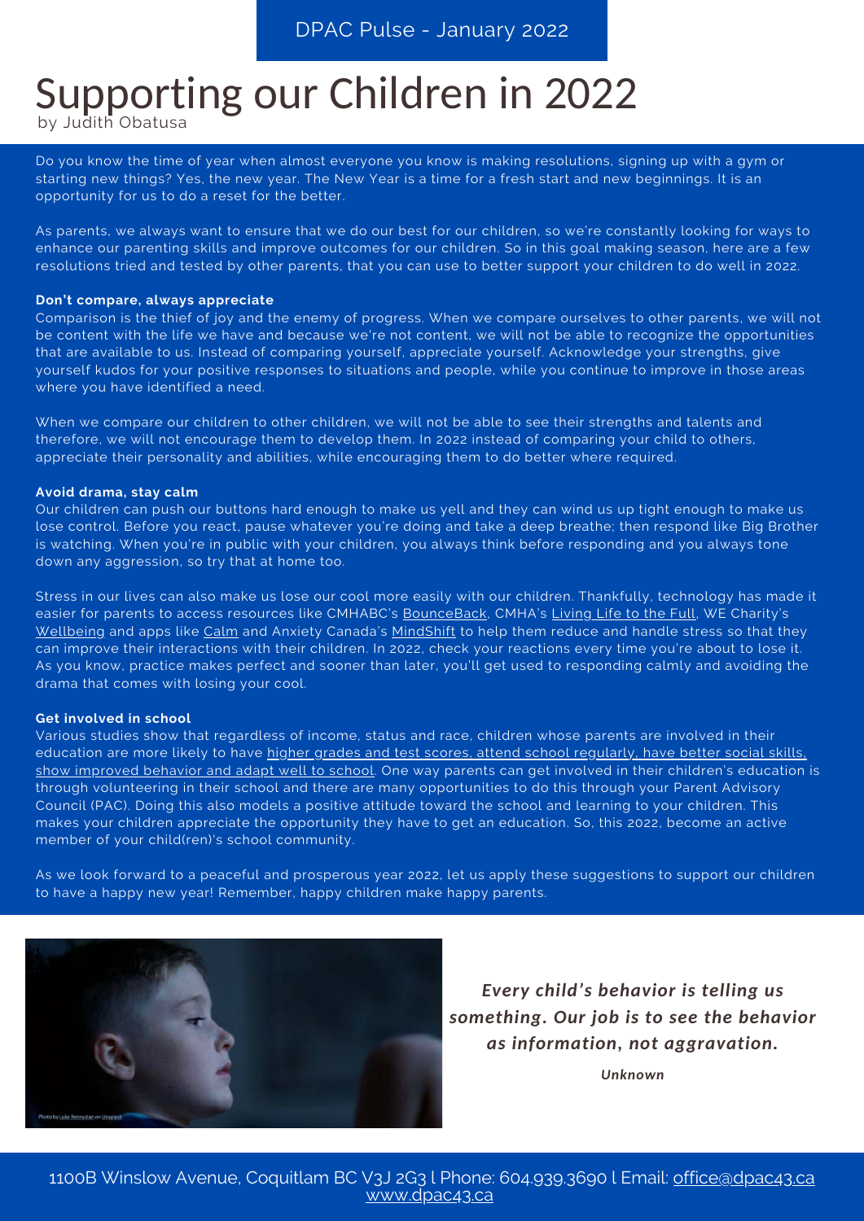# Supporting our Children in 2022

by Judith Obatusa

Do you know the time of year when almost everyone you know is making resolutions, signing up with a gym or starting new things? Yes, the new year. The New Year is a time for a fresh start and new beginnings. It is an opportunity for us to do a reset for the better.

As parents, we always want to ensure that we do our best for our children, so we're constantly looking for ways to enhance our parenting skills and improve outcomes for our children. So in this goal making season, here are a few resolutions tried and tested by other parents, that you can use to better support your children to do well in 2022.

**Don't compare, always appreciate**

Comparison is the thief of joy and the enemy of progress. When we compare ourselves to other parents, we will not be content with the life we have and because we're not content, we will not be able to recognize the opportunities that are available to us. Instead of comparing yourself, appreciate yourself. Acknowledge your strengths, give yourself kudos for your positive responses to situations and people, while you continue to improve in those areas where you have identified a need.

When we compare our children to other children, we will not be able to see their strengths and talents and therefore, we will not encourage them to develop them. In 2022 instead of comparing your child to others, appreciate their personality and abilities, while encouraging them to do better where required.

**Avoid drama, stay calm**

Our children can push our buttons hard enough to make us yell and they can wind us up tight enough to make us lose control. Before you react, pause whatever you're doing and take a deep breathe; then respond like Big Brother is watching. When you're in public with your children, you always think before responding and you always tone down any aggression, so try that at home too.

Stress in our lives can also make us lose our cool more easily with our children. Thankfully, technology has made it easier for parents to access resources like CMHABC's BounceBack, CMHA's Living Life to the Full, WE Charity's Wellbeing and apps like Calm and Anxiety Canada's MindShift to help them reduce and handle stress so that they can improve their interactions with their children. In 2022, check your reactions every time you're about to lose it. As you know, practice makes perfect and sooner than later, you'll get used to responding calmly and avoiding the drama that comes with losing your cool.

**Get involved in school**

Various studies show that regardless of income, status and race, children whose parents are involved in their education are more likely to have higher grades and test scores, attend school regularly, have better social skills, show improved behavior and adapt well to school. One way parents can get involved in their children's education is through volunteering in their school and there are many opportunities to do this through your Parent Advisory Council (PAC). Doing this also models a positive attitude toward the school and learning to your children. This makes your children appreciate the opportunity they have to get an education. So, this 2022, become an active member of your child(ren)'s school community.

As we look forward to a peaceful and prosperous year 2022, let us apply these suggestions to support our children to have a happy new year! Remember, happy children make happy parents.

Photo by Luke Pennystan on Unsplash

***Every child's behavior is telling us something. Our job is to see the behavior as information, not aggravation.***

***Unknown***

1100B Winslow Avenue, Coquitlam BC V3J 2G3 | Phone: 604.939.3690 | Email: office@dpac43.ca
www.dpac43.ca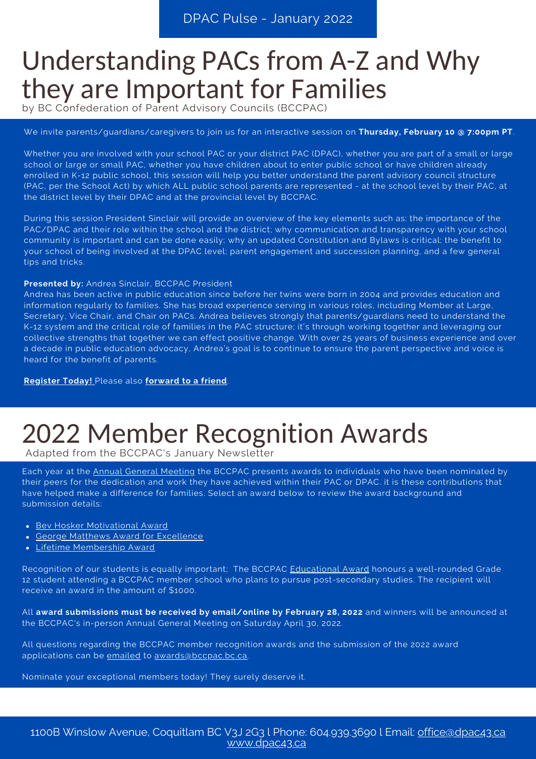DPAC Pulse - January 2022

# Understanding PACs from A-Z and Why they are Important for Families

by BC Confederation of Parent Advisory Councils (BCCPAC)

We invite parents/guardians/caregivers to join us for an interactive session on **Thursday, February 10 @ 7:00pm PT**.

Whether you are involved with your school PAC or your district PAC (DPAC), whether you are part of a small or large school or large or small PAC, whether you have children about to enter public school or have children already enrolled in K-12 public school, this session will help you better understand the parent advisory council structure (PAC, per the School Act) by which ALL public school parents are represented - at the school level by their PAC, at the district level by their DPAC and at the provincial level by BCCPAC.

During this session President Sinclair will provide an overview of the key elements such as: the importance of the PAC/DPAC and their role within the school and the district; why communication and transparency with your school community is important and can be done easily; why an updated Constitution and Bylaws is critical; the benefit to your school of being involved at the DPAC level; parent engagement and succession planning, and a few general tips and tricks.

**Presented by:** Andrea Sinclair, BCCPAC President

Andrea has been active in public education since before her twins were born in 2004 and provides education and information regularly to families. She has broad experience serving in various roles, including Member at Large, Secretary, Vice Chair, and Chair on PACs. Andrea believes strongly that parents/guardians need to understand the K-12 system and the critical role of families in the PAC structure; it's through working together and leveraging our collective strengths that together we can effect positive change. With over 25 years of business experience and over a decade in public education advocacy, Andrea's goal is to continue to ensure the parent perspective and voice is heard for the benefit of parents.

**Register Today!** Please also **forward to a friend**.

# 2022 Member Recognition Awards

Adapted from the BCCPAC's January Newsletter

Each year at the Annual General Meeting the BCCPAC presents awards to individuals who have been nominated by their peers for the dedication and work they have achieved within their PAC or DPAC. it is these contributions that have helped make a difference for families. Select an award below to review the award background and submission details:

- Bev Hosker Motivational Award
- George Matthews Award for Excellence
- Lifetime Membership Award

Recognition of our students is equally important; The BCCPAC Educational Award honours a well-rounded Grade 12 student attending a BCCPAC member school who plans to pursue post-secondary studies. The recipient will receive an award in the amount of $1000.

All **award submissions must be received by email/online by February 28, 2022** and winners will be announced at the BCCPAC's in-person Annual General Meeting on Saturday April 30, 2022.

All questions regarding the BCCPAC member recognition awards and the submission of the 2022 award applications can be emailed to awards@bccpac.bc.ca.

Nominate your exceptional members today! They surely deserve it.

1100B Winslow Avenue, Coquitlam BC V3J 2G3 l Phone: 604.939.3690 l Email: office@dpac43.ca
www.dpac43.ca